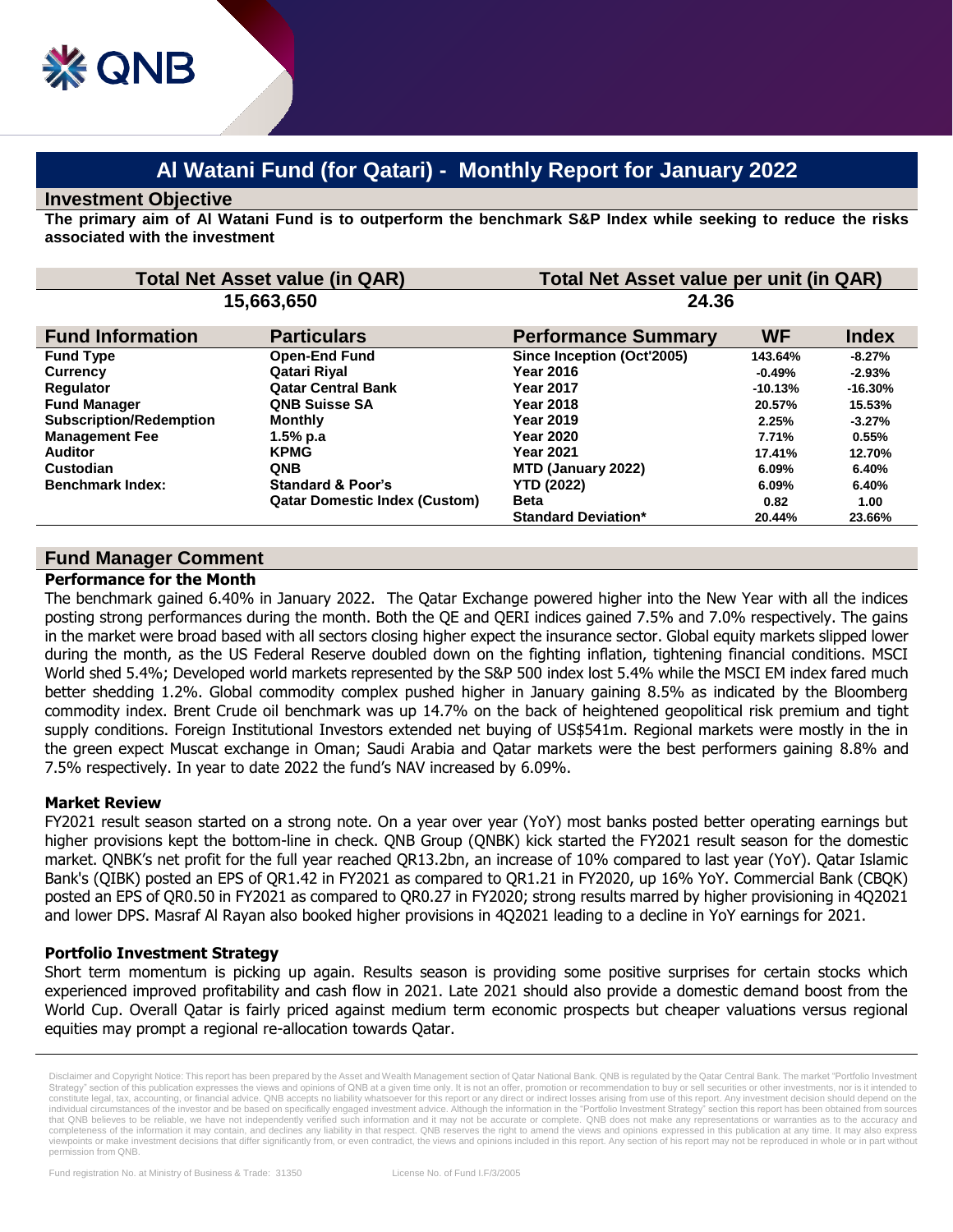# Al Watani Fund (for Qatari) - Monthly Report for January 2022

## Investment Objective

**The primary aim of Al Watani Fund is to outperform the benchmark S&P Index while seeking to reduce the risks associated with the investment**

| Total Net Asset value (in QAR) | Total Net Asset value per unit (in QAR) |
|---|---|
| 15,663,650 | 24.36 |

| Fund Information | Particulars |
|---|---|
| Fund Type | Open-End Fund |
| Currency | Qatari Riyal |
| Regulator | Qatar Central Bank |
| Fund Manager | QNB Suisse SA |
| Subscription/Redemption | Monthly |
| Management Fee | 1.5% p.a |
| Auditor | KPMG |
| Custodian | QNB |
| Benchmark Index: | Standard & Poor's Qatar Domestic Index (Custom) |

| Performance Summary | WF | Index |
|---|---|---|
| Since Inception (Oct'2005) | 143.64% | -8.27% |
| Year 2016 | -0.49% | -2.93% |
| Year 2017 | -10.13% | -16.30% |
| Year 2018 | 20.57% | 15.53% |
| Year 2019 | 2.25% | -3.27% |
| Year 2020 | 7.71% | 0.55% |
| Year 2021 | 17.41% | 12.70% |
| MTD (January 2022) | 6.09% | 6.40% |
| YTD (2022) | 6.09% | 6.40% |
| Beta | 0.82 | 1.00 |
| Standard Deviation* | 20.44% | 23.66% |

## Fund Manager Comment

### Performance for the Month

The benchmark gained 6.40% in January 2022. The Qatar Exchange powered higher into the New Year with all the indices posting strong performances during the month. Both the QE and QERI indices gained 7.5% and 7.0% respectively. The gains in the market were broad based with all sectors closing higher expect the insurance sector. Global equity markets slipped lower during the month, as the US Federal Reserve doubled down on the fighting inflation, tightening financial conditions. MSCI World shed 5.4%; Developed world markets represented by the S&P 500 index lost 5.4% while the MSCI EM index fared much better shedding 1.2%. Global commodity complex pushed higher in January gaining 8.5% as indicated by the Bloomberg commodity index. Brent Crude oil benchmark was up 14.7% on the back of heightened geopolitical risk premium and tight supply conditions. Foreign Institutional Investors extended net buying of US$541m. Regional markets were mostly in the in the green expect Muscat exchange in Oman; Saudi Arabia and Qatar markets were the best performers gaining 8.8% and 7.5% respectively. In year to date 2022 the fund's NAV increased by 6.09%.

### Market Review

FY2021 result season started on a strong note. On a year over year (YoY) most banks posted better operating earnings but higher provisions kept the bottom-line in check. QNB Group (QNBK) kick started the FY2021 result season for the domestic market. QNBK's net profit for the full year reached QR13.2bn, an increase of 10% compared to last year (YoY). Qatar Islamic Bank's (QIBK) posted an EPS of QR1.42 in FY2021 as compared to QR1.21 in FY2020, up 16% YoY. Commercial Bank (CBQK) posted an EPS of QR0.50 in FY2021 as compared to QR0.27 in FY2020; strong results marred by higher provisioning in 4Q2021 and lower DPS. Masraf Al Rayan also booked higher provisions in 4Q2021 leading to a decline in YoY earnings for 2021.

### Portfolio Investment Strategy

Short term momentum is picking up again. Results season is providing some positive surprises for certain stocks which experienced improved profitability and cash flow in 2021. Late 2021 should also provide a domestic demand boost from the World Cup. Overall Qatar is fairly priced against medium term economic prospects but cheaper valuations versus regional equities may prompt a regional re-allocation towards Qatar.

Disclaimer and Copyright Notice: This report has been prepared by the Asset and Wealth Management section of Qatar National Bank. QNB is regulated by the Qatar Central Bank. The market "Portfolio Investment Strategy" section of this publication expresses the views and opinions of QNB at a given time only. It is not an offer, promotion or recommendation to buy or sell securities or other investments, nor is it intended to constitute legal, tax, accounting, or financial advice. QNB accepts no liability whatsoever for this report or any direct or indirect losses arising from use of this report. Any investment decision should depend on the individual circumstances of the investor and be based on specifically engaged investment advice. Although the information in the "Portfolio Investment Strategy" section this report has been obtained from sources that QNB believes to be reliable, we have not independently verified such information and it may not be accurate or complete. QNB does not make any representations or warranties as to the accuracy and completeness of the information it may contain, and declines any liability in that respect. QNB reserves the right to amend the views and opinions expressed in this publication at any time. It may also express viewpoints or make investment decisions that differ significantly from, or even contradict, the views and opinions included in this report. Any section of his report may not be reproduced in whole or in part without permission from QNB.

Fund registration No. at Ministry of Business & Trade: 31350 License No. of Fund I.F/3/2005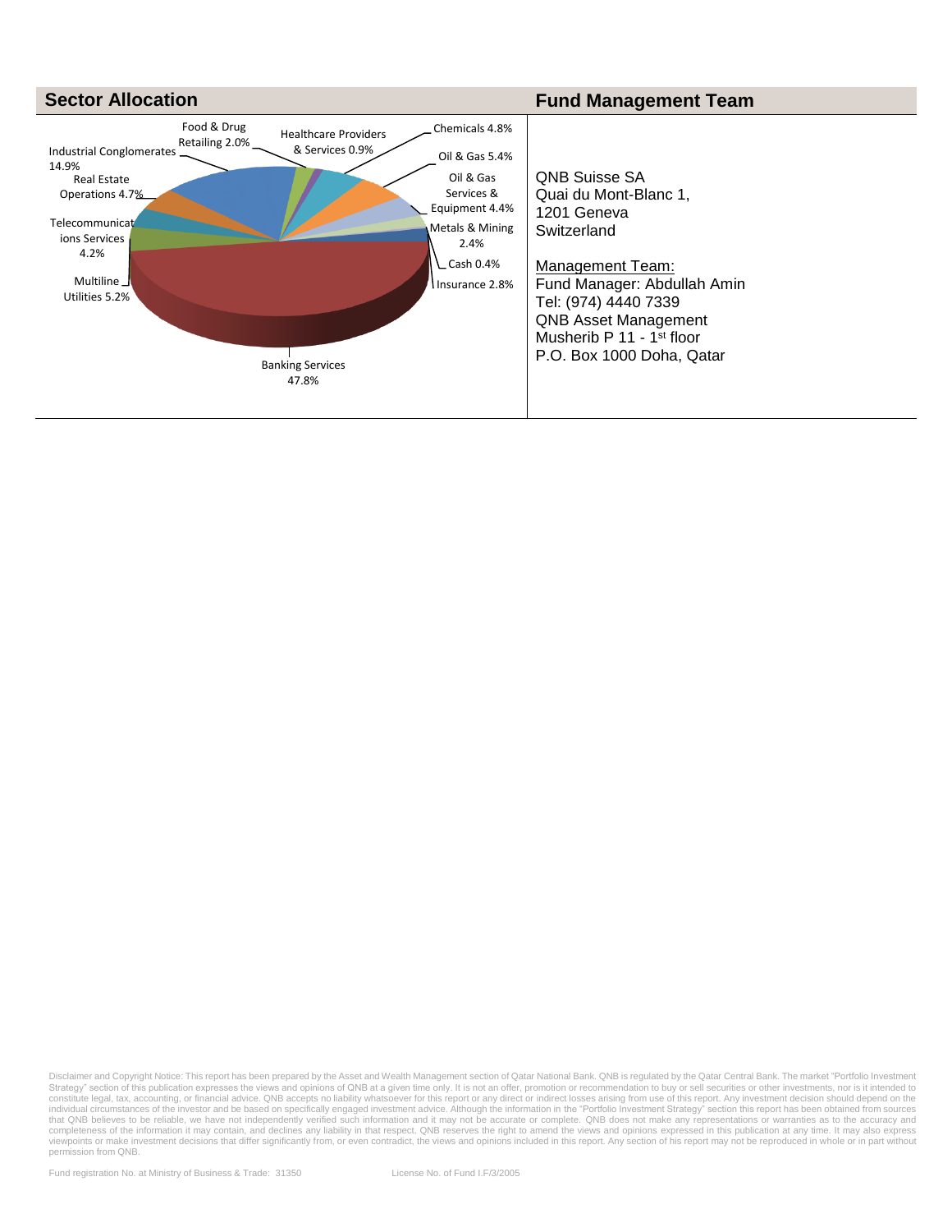## Sector Allocation

Food & Drug Retailing 2.0%
Healthcare Providers & Services 0.9%
Chemicals 4.8%
Industrial Conglomerates 14.9%
Oil & Gas 5.4%
Real Estate Operations 4.7%
Oil & Gas Services & Equipment 4.4%
Telecommunications Services 4.2%
Metals & Mining 2.4%
Cash 0.4%
Multiline Utilities 5.2%
Insurance 2.8%
Banking Services 47.8%

## Fund Management Team

QNB Suisse SA
Quai du Mont-Blanc 1,
1201 Geneva
Switzerland

Management Team:
Fund Manager: Abdullah Amin
Tel: (974) 4440 7339
QNB Asset Management
Musherib P 11 - 1st floor
P.O. Box 1000 Doha, Qatar

Disclaimer and Copyright Notice: This report has been prepared by the Asset and Wealth Management section of Qatar National Bank. QNB is regulated by the Qatar Central Bank. The market "Portfolio Investment Strategy" section of this publication expresses the views and opinions of QNB at a given time only. It is not an offer, promotion or recommendation to buy or sell securities or other investments, nor is it intended to constitute legal, tax, accounting, or financial advice. QNB accepts no liability whatsoever for this report or any direct or indirect losses arising from use of this report. Any investment decision should depend on the individual circumstances of the investor and be based on specifically engaged investment advice. Although the information in the "Portfolio Investment Strategy" section this report has been obtained from sources that QNB believes to be reliable, we have not independently verified such information and it may not be accurate or complete. QNB does not make any representations or warranties as to the accuracy and completeness of the information it may contain, and declines any liability in that respect. QNB reserves the right to amend the views and opinions expressed in this publication at any time. It may also express viewpoints or make investment decisions that differ significantly from, or even contradict, the views and opinions included in this report. Any section of his report may not be reproduced in whole or in part without permission from QNB.

Fund registration No. at Ministry of Business & Trade: 31350 License No. of Fund I.F/3/2005